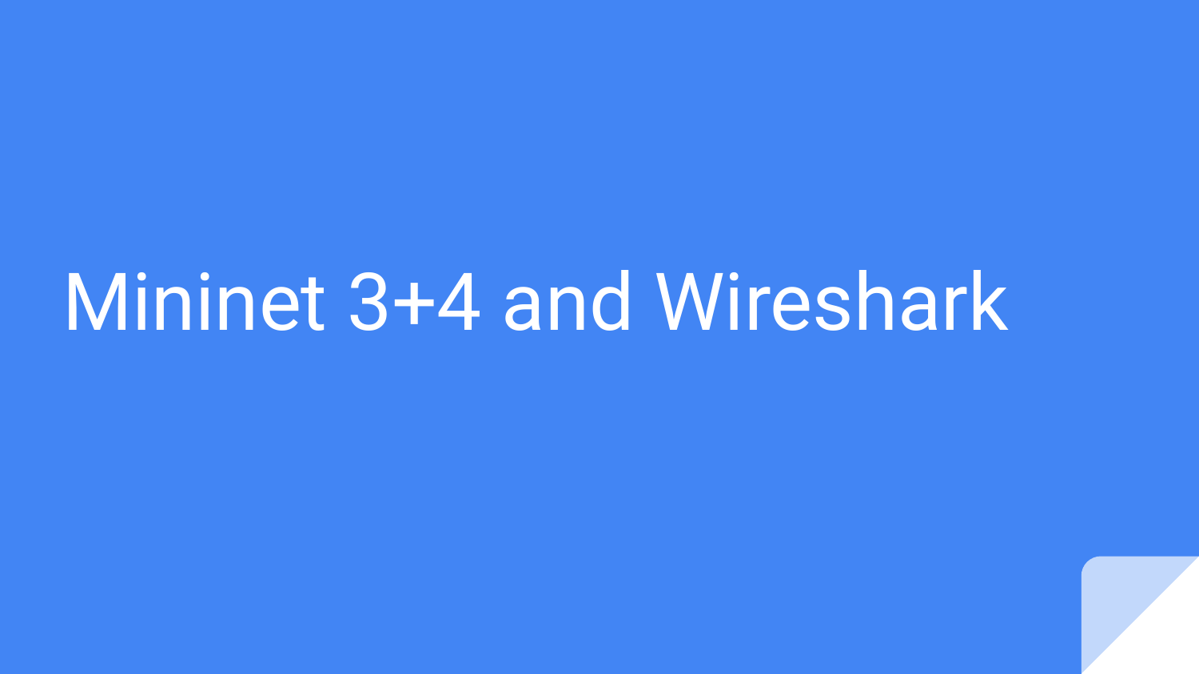# Mininet 3+4 and Wireshark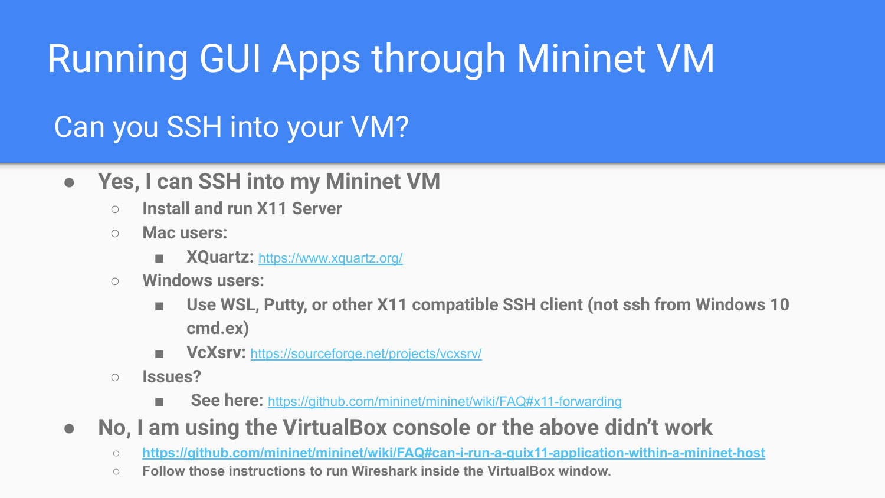# Running GUI Apps through Mininet VM

## Can you SSH into your VM?

- **Yes, I can SSH into my Mininet VM**
  - **Install and run X11 Server**
  - **Mac users:**
    - **XQuartz:** https://www.xquartz.org/
  - **Windows users:**
    - **Use WSL, Putty, or other X11 compatible SSH client (not ssh from Windows 10 cmd.ex)**
    - **VcXsrv:** https://sourceforge.net/projects/vcxsrv/
  - **Issues?**
    - **See here:** https://github.com/mininet/mininet/wiki/FAQ#x11-forwarding
- **No, I am using the VirtualBox console or the above didn't work**
  - **https://github.com/mininet/mininet/wiki/FAQ#can-i-run-a-guix11-application-within-a-mininet-host**
  - **Follow those instructions to run Wireshark inside the VirtualBox window.**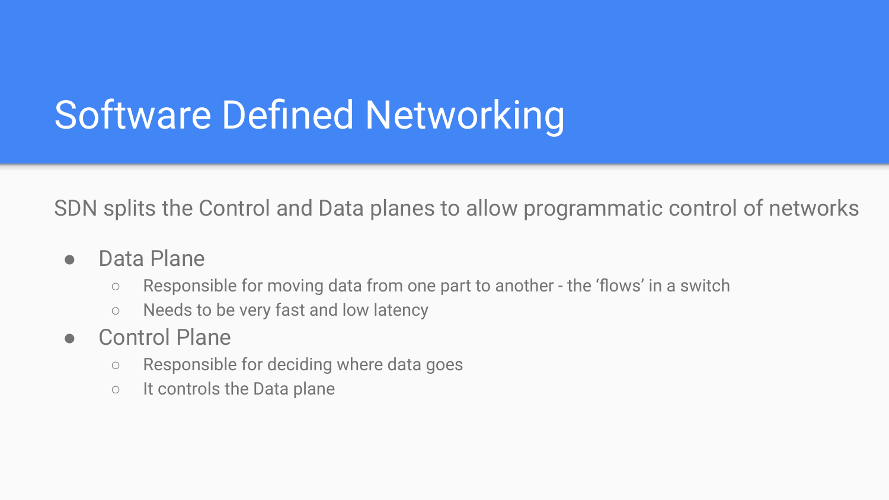# Software Defined Networking

SDN splits the Control and Data planes to allow programmatic control of networks

- Data Plane
  - Responsible for moving data from one part to another - the ‘flows’ in a switch
  - Needs to be very fast and low latency
- Control Plane
  - Responsible for deciding where data goes
  - It controls the Data plane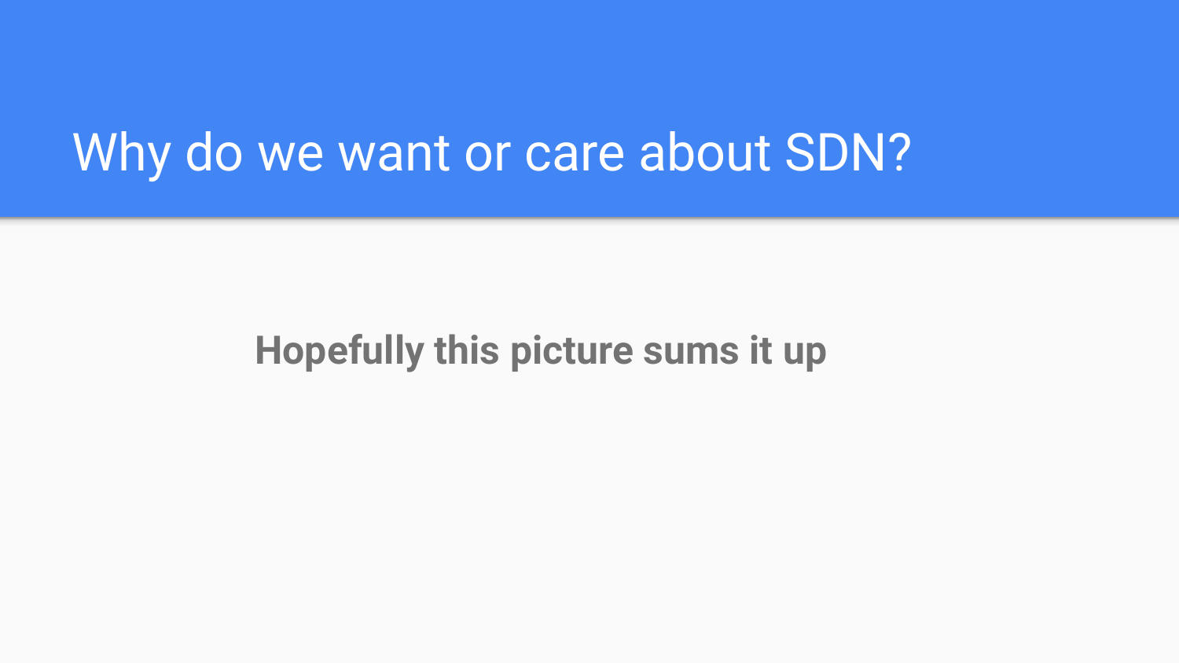# Why do we want or care about SDN?

**Hopefully this picture sums it up**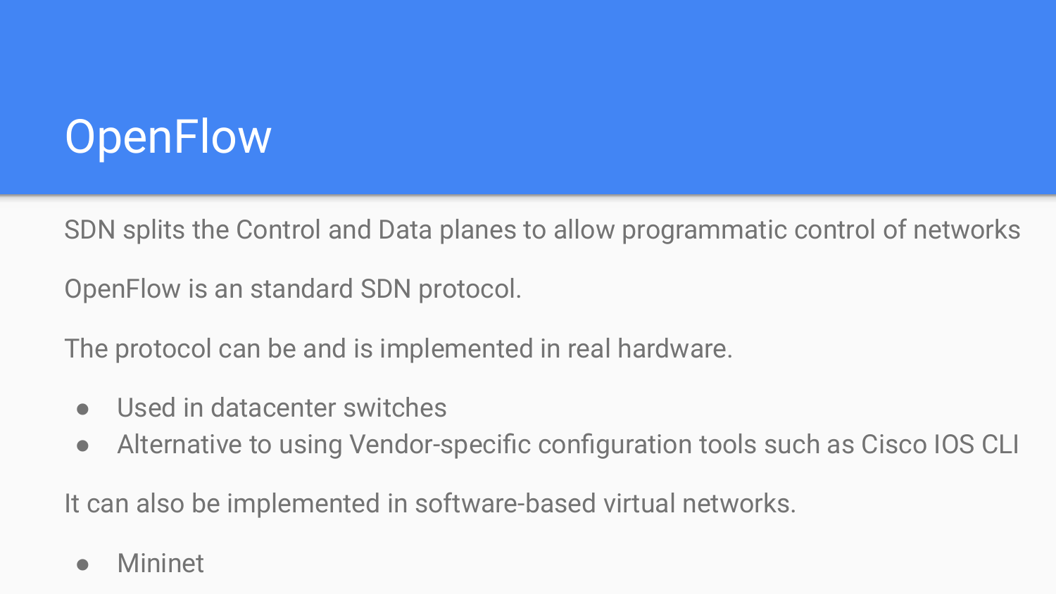# OpenFlow

SDN splits the Control and Data planes to allow programmatic control of networks

OpenFlow is an standard SDN protocol.

The protocol can be and is implemented in real hardware.

- Used in datacenter switches
- Alternative to using Vendor-specific configuration tools such as Cisco IOS CLI

It can also be implemented in software-based virtual networks.

- Mininet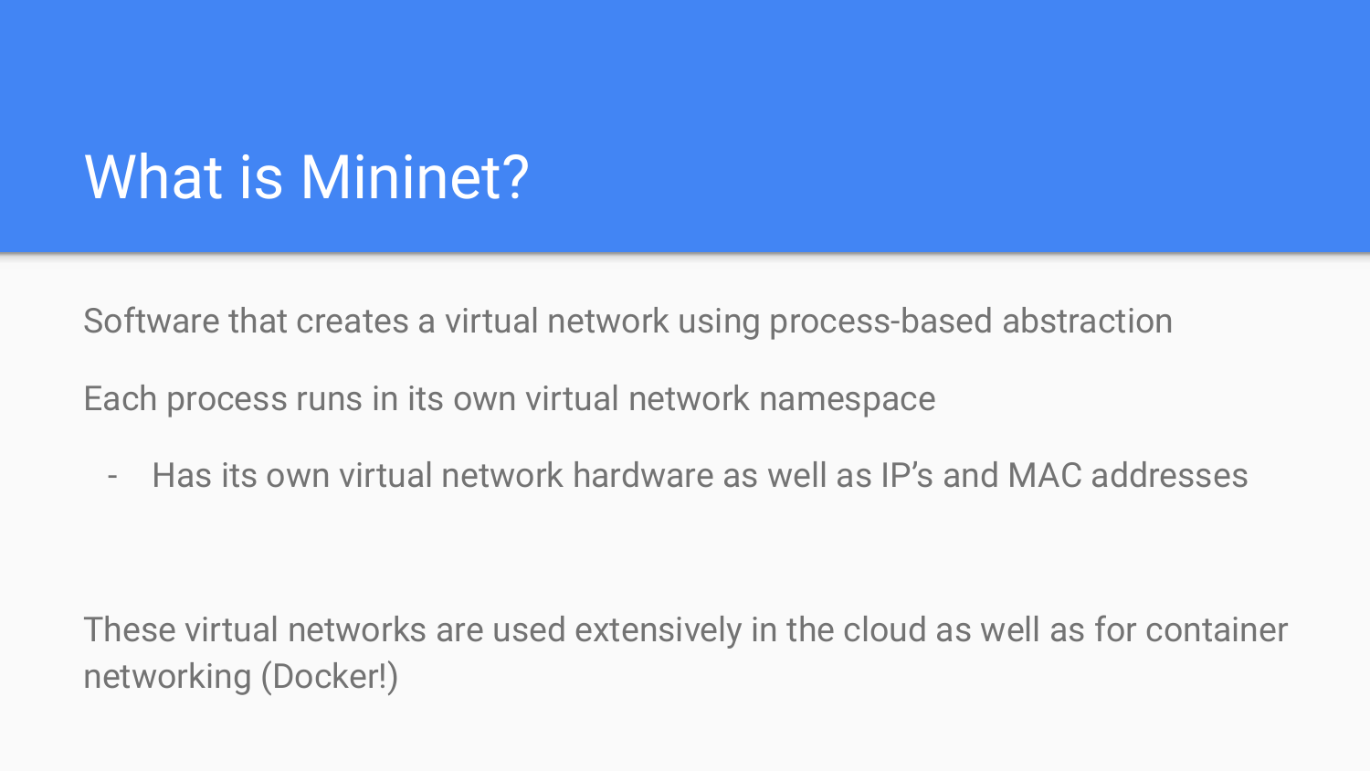# What is Mininet?

Software that creates a virtual network using process-based abstraction

Each process runs in its own virtual network namespace

- Has its own virtual network hardware as well as IP's and MAC addresses

These virtual networks are used extensively in the cloud as well as for container networking (Docker!)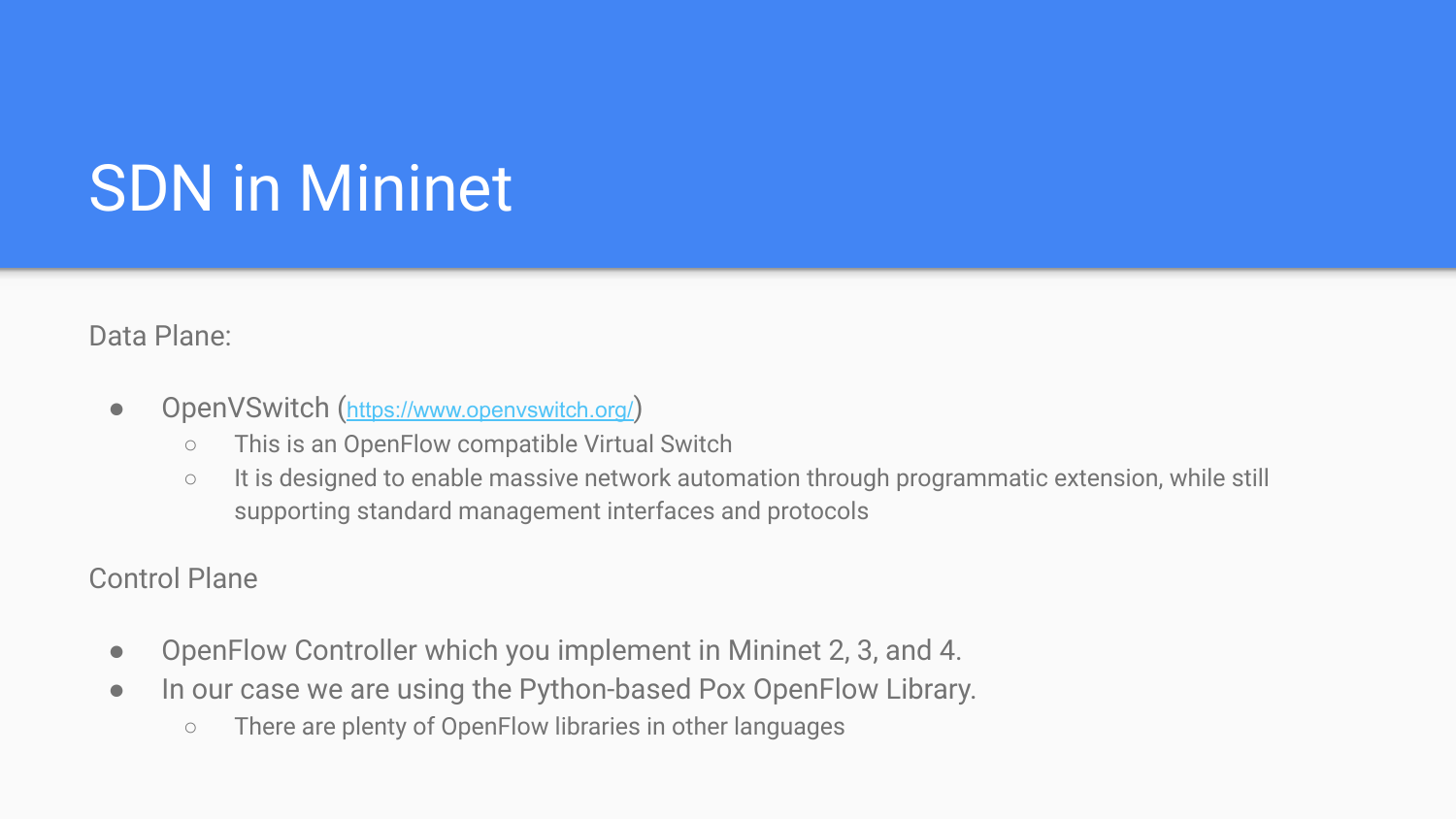# SDN in Mininet

Data Plane:

- OpenVSwitch ([https://www.openvswitch.org/](https://www.openvswitch.org/))
  - This is an OpenFlow compatible Virtual Switch
  - It is designed to enable massive network automation through programmatic extension, while still supporting standard management interfaces and protocols

Control Plane

- OpenFlow Controller which you implement in Mininet 2, 3, and 4.
- In our case we are using the Python-based Pox OpenFlow Library.
  - There are plenty of OpenFlow libraries in other languages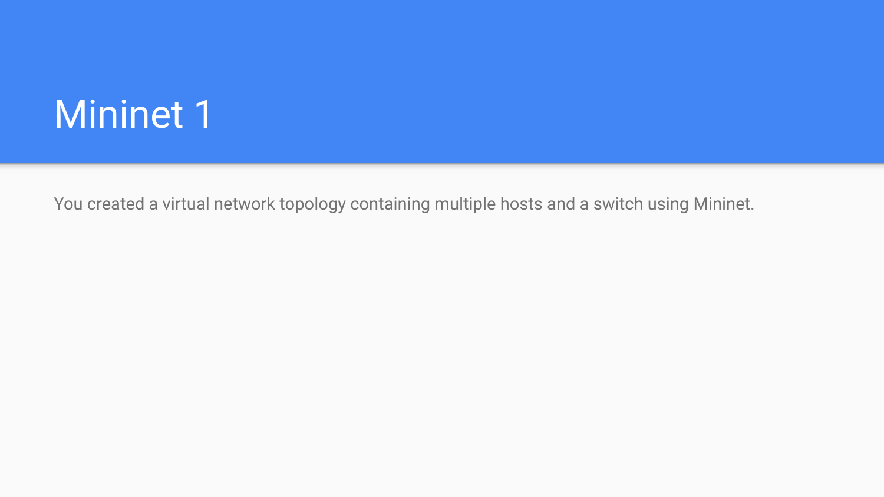# Mininet 1

You created a virtual network topology containing multiple hosts and a switch using Mininet.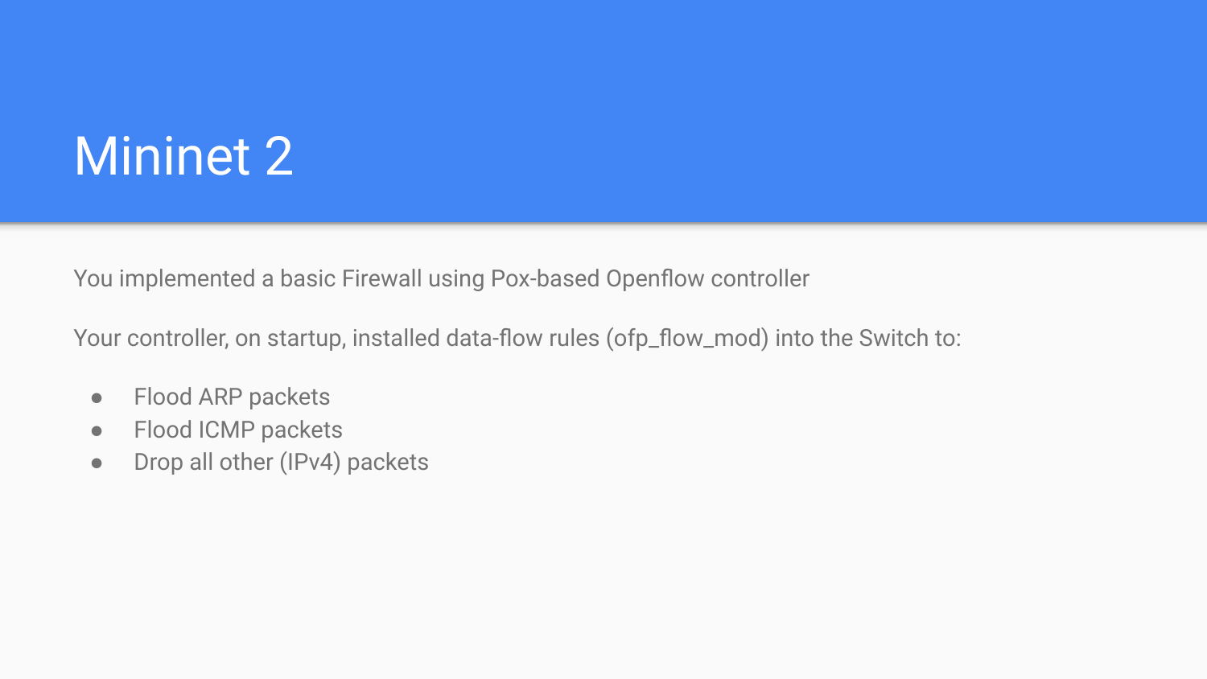# Mininet 2

You implemented a basic Firewall using Pox-based Openflow controller

Your controller, on startup, installed data-flow rules (ofp_flow_mod) into the Switch to:

- Flood ARP packets
- Flood ICMP packets
- Drop all other (IPv4) packets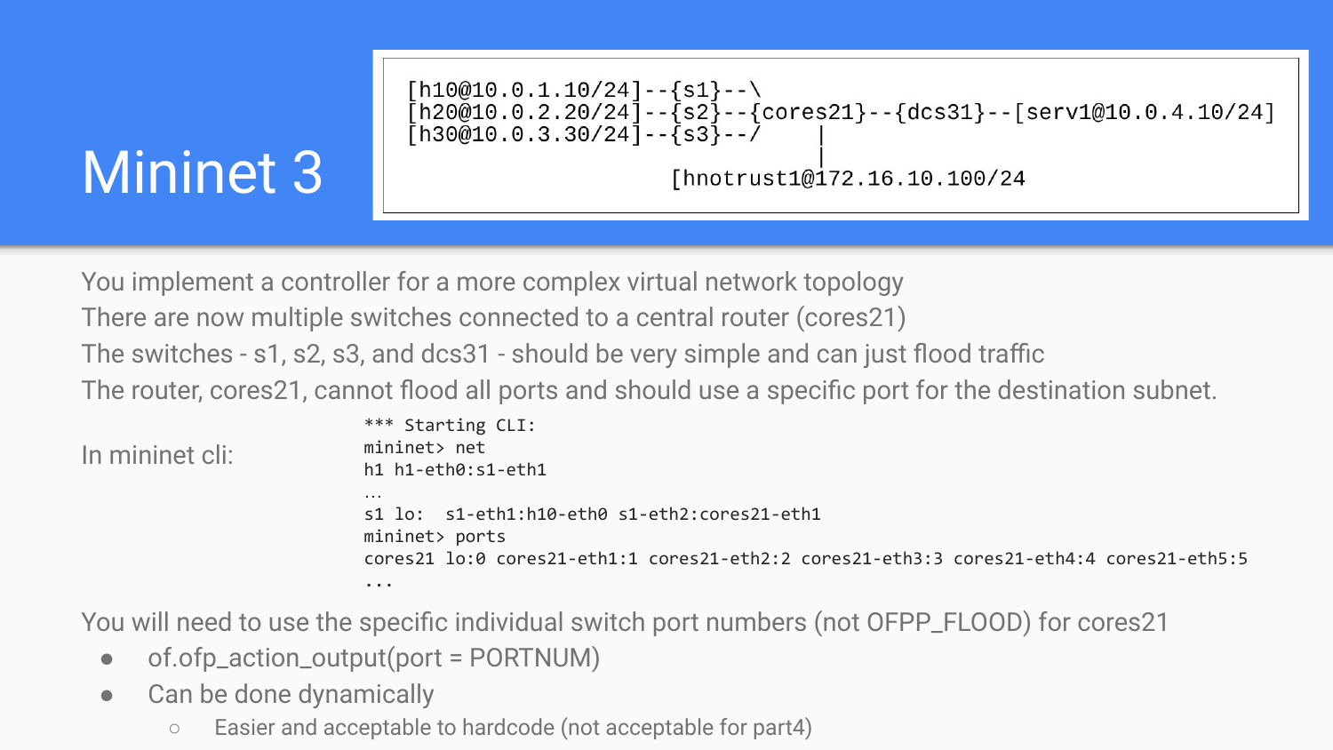# Mininet 3

```
[h10@10.0.1.10/24]--{s1}--\
[h20@10.0.2.20/24]--{s2}--{cores21}--{dcs31}--[serv1@10.0.4.10/24]
[h30@10.0.3.30/24]--{s3}--/    |
                               |
                    [hnotrust1@172.16.10.100/24
```

You implement a controller for a more complex virtual network topology

There are now multiple switches connected to a central router (cores21)

The switches - s1, s2, s3, and dcs31 - should be very simple and can just flood traffic

The router, cores21, cannot flood all ports and should use a specific port for the destination subnet.

In mininet cli:

```
*** Starting CLI:
mininet> net
h1 h1-eth0:s1-eth1
…
s1 lo:  s1-eth1:h10-eth0 s1-eth2:cores21-eth1
mininet> ports
cores21 lo:0 cores21-eth1:1 cores21-eth2:2 cores21-eth3:3 cores21-eth4:4 cores21-eth5:5
...
```

You will need to use the specific individual switch port numbers (not OFPP_FLOOD) for cores21

- of.ofp_action_output(port = PORTNUM)
- Can be done dynamically
  - Easier and acceptable to hardcode (not acceptable for part4)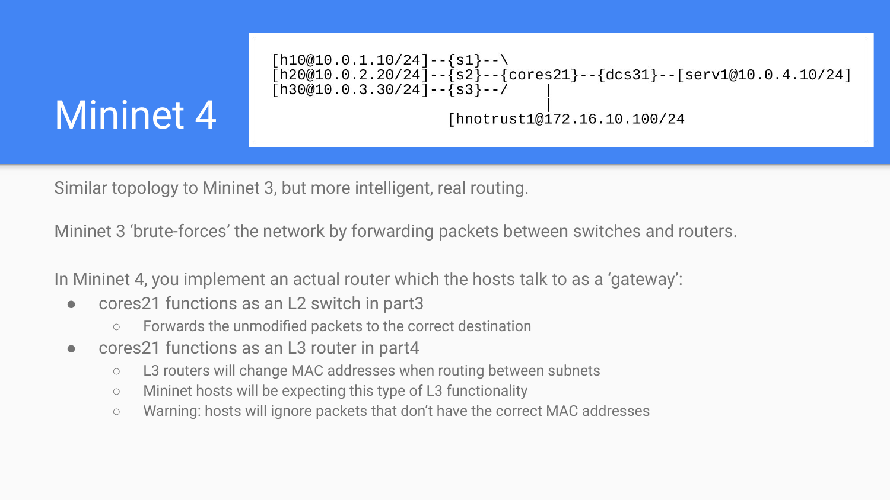# Mininet 4

```
[h10@10.0.1.10/24]--{s1}--\
[h20@10.0.2.20/24]--{s2}--{cores21}--{dcs31}--[serv1@10.0.4.10/24]
[h30@10.0.3.30/24]--{s3}--/     |
                                |
                        [hnotrust1@172.16.10.100/24
```

Similar topology to Mininet 3, but more intelligent, real routing.

Mininet 3 ‘brute-forces’ the network by forwarding packets between switches and routers.

In Mininet 4, you implement an actual router which the hosts talk to as a ‘gateway’:

- cores21 functions as an L2 switch in part3
  - Forwards the unmodified packets to the correct destination
- cores21 functions as an L3 router in part4
  - L3 routers will change MAC addresses when routing between subnets
  - Mininet hosts will be expecting this type of L3 functionality
  - Warning: hosts will ignore packets that don’t have the correct MAC addresses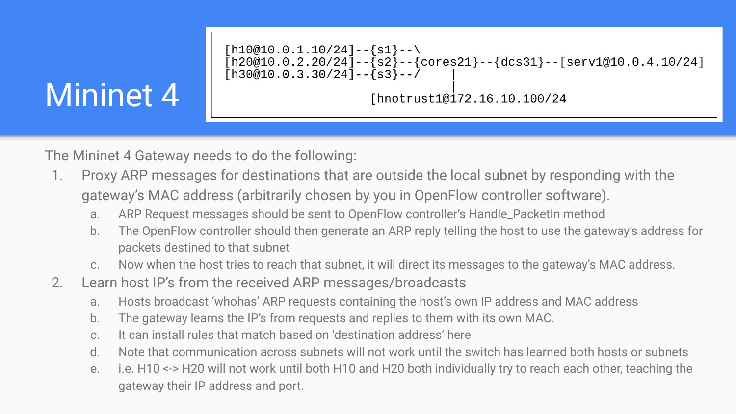# Mininet 4

```
[h10@10.0.1.10/24]--{s1}--\
[h20@10.0.2.20/24]--{s2}--{cores21}--{dcs31}--[serv1@10.0.4.10/24]
[h30@10.0.3.30/24]--{s3}--/            |
                                       |
                          [hnotrust1@172.16.10.100/24
```

The Mininet 4 Gateway needs to do the following:

1. Proxy ARP messages for destinations that are outside the local subnet by responding with the gateway's MAC address (arbitrarily chosen by you in OpenFlow controller software).
   a. ARP Request messages should be sent to OpenFlow controller's Handle_PacketIn method
   b. The OpenFlow controller should then generate an ARP reply telling the host to use the gateway's address for packets destined to that subnet
   c. Now when the host tries to reach that subnet, it will direct its messages to the gateway's MAC address.
2. Learn host IP's from the received ARP messages/broadcasts
   a. Hosts broadcast 'whohas' ARP requests containing the host's own IP address and MAC address
   b. The gateway learns the IP's from requests and replies to them with its own MAC.
   c. It can install rules that match based on 'destination address' here
   d. Note that communication across subnets will not work until the switch has learned both hosts or subnets
   e. i.e. H10 <-> H20 will not work until both H10 and H20 both individually try to reach each other, teaching the gateway their IP address and port.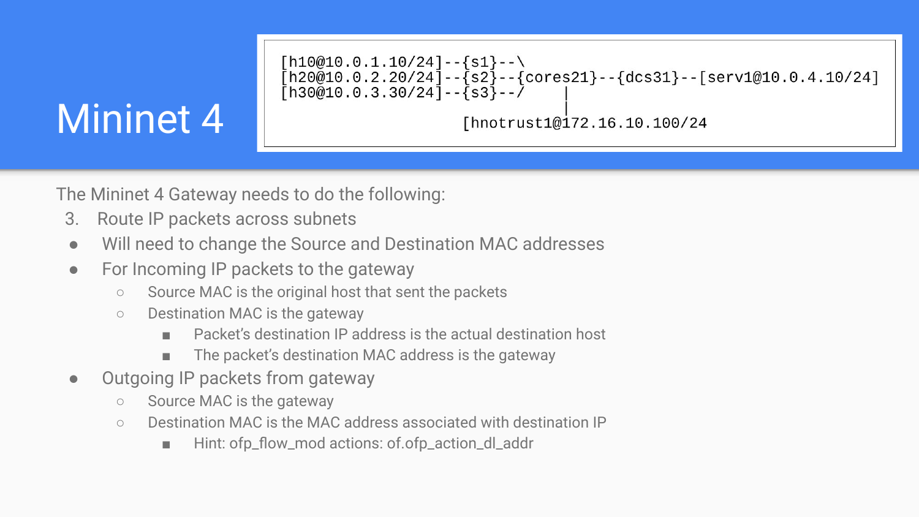# Mininet 4

```
[h10@10.0.1.10/24]--{s1}--\
[h20@10.0.2.20/24]--{s2}--{cores21}--{dcs31}--[serv1@10.0.4.10/24]
[h30@10.0.3.30/24]--{s3}--/     |
                                |
                      [hnotrust1@172.16.10.100/24
```

The Mininet 4 Gateway needs to do the following:

3. Route IP packets across subnets

- Will need to change the Source and Destination MAC addresses
- For Incoming IP packets to the gateway
  - Source MAC is the original host that sent the packets
  - Destination MAC is the gateway
    - Packet's destination IP address is the actual destination host
    - The packet's destination MAC address is the gateway
- Outgoing IP packets from gateway
  - Source MAC is the gateway
  - Destination MAC is the MAC address associated with destination IP
    - Hint: ofp_flow_mod actions: of.ofp_action_dl_addr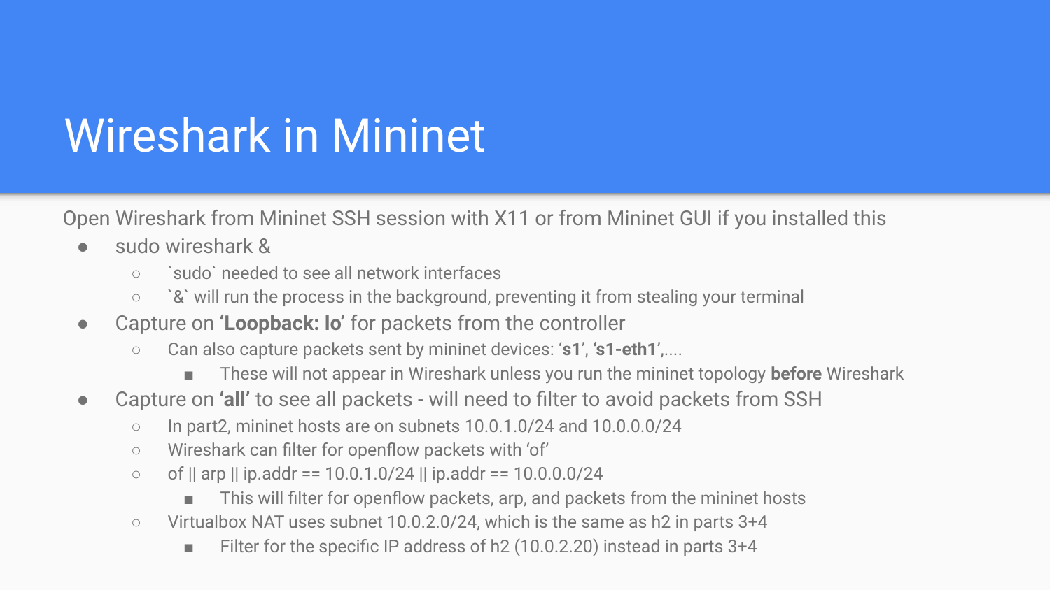# Wireshark in Mininet

Open Wireshark from Mininet SSH session with X11 or from Mininet GUI if you installed this

- sudo wireshark &
  - `sudo` needed to see all network interfaces
  - `&` will run the process in the background, preventing it from stealing your terminal
- Capture on **'Loopback: lo'** for packets from the controller
  - Can also capture packets sent by mininet devices: '**s1**', '**s1-eth1**',....
    - These will not appear in Wireshark unless you run the mininet topology **before** Wireshark
- Capture on **'all'** to see all packets - will need to filter to avoid packets from SSH
  - In part2, mininet hosts are on subnets 10.0.1.0/24 and 10.0.0.0/24
  - Wireshark can filter for openflow packets with 'of'
  - of || arp || ip.addr == 10.0.1.0/24 || ip.addr == 10.0.0.0/24
    - This will filter for openflow packets, arp, and packets from the mininet hosts
  - Virtualbox NAT uses subnet 10.0.2.0/24, which is the same as h2 in parts 3+4
    - Filter for the specific IP address of h2 (10.0.2.20) instead in parts 3+4